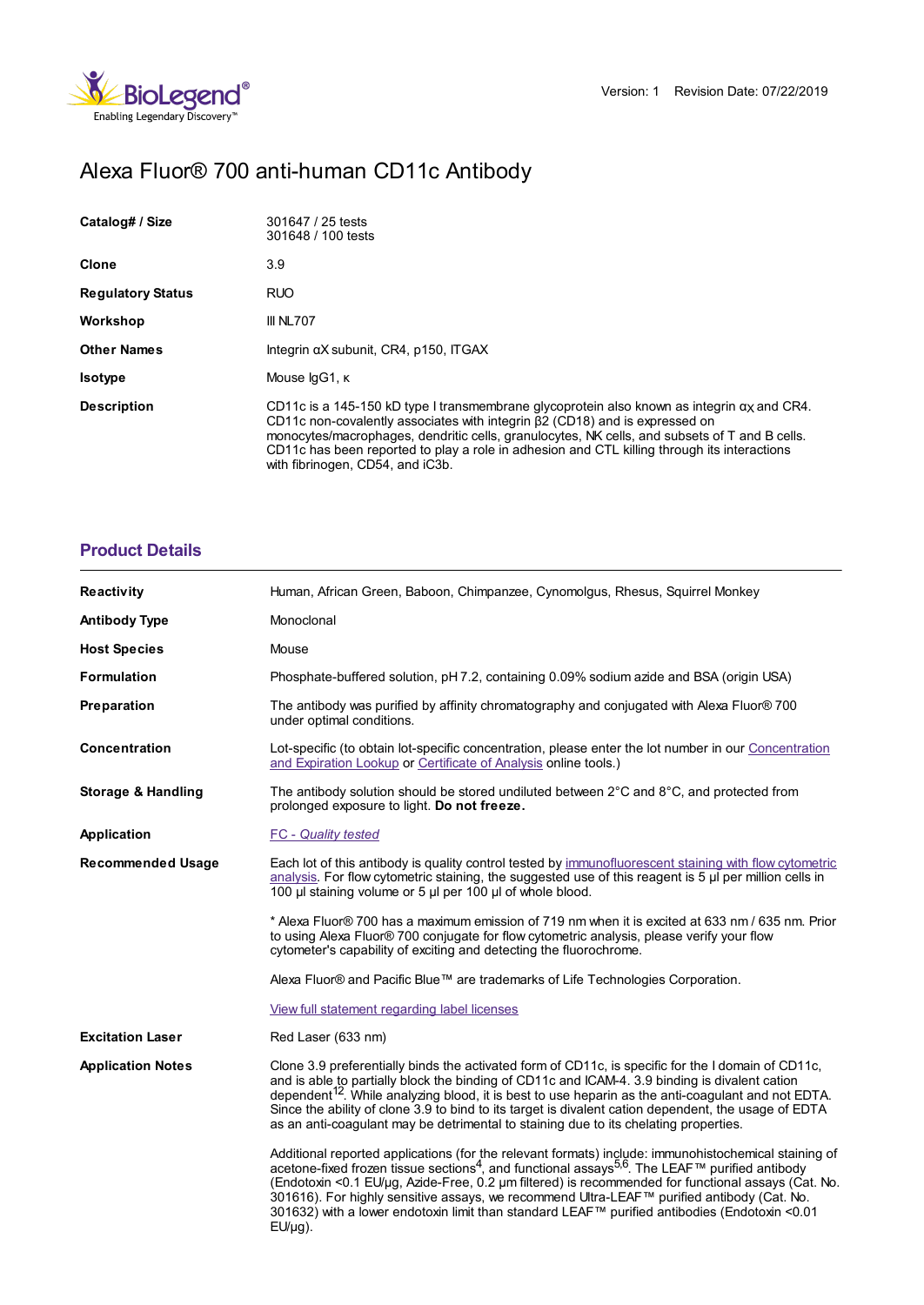# Alexa Fluor® 700 anti-human CD11c Antibody

| | |
|---|---|
| **Catalog# / Size** | 301647 / 25 tests<br>301648 / 100 tests |
| **Clone** | 3.9 |
| **Regulatory Status** | RUO |
| **Workshop** | III NL707 |
| **Other Names** | Integrin αX subunit, CR4, p150, ITGAX |
| **Isotype** | Mouse IgG1, κ |
| **Description** | CD11c is a 145-150 kD type I transmembrane glycoprotein also known as integrin $\alpha_X$ and CR4. CD11c non-covalently associates with integrin β2 (CD18) and is expressed on monocytes/macrophages, dendritic cells, granulocytes, NK cells, and subsets of T and B cells. CD11c has been reported to play a role in adhesion and CTL killing through its interactions with fibrinogen, CD54, and iC3b. |

## Product Details

| | |
|---|---|
| **Reactivity** | Human, African Green, Baboon, Chimpanzee, Cynomolgus, Rhesus, Squirrel Monkey |
| **Antibody Type** | Monoclonal |
| **Host Species** | Mouse |
| **Formulation** | Phosphate-buffered solution, pH 7.2, containing 0.09% sodium azide and BSA (origin USA) |
| **Preparation** | The antibody was purified by affinity chromatography and conjugated with Alexa Fluor® 700 under optimal conditions. |
| **Concentration** | Lot-specific (to obtain lot-specific concentration, please enter the lot number in our Concentration and Expiration Lookup or Certificate of Analysis online tools.) |
| **Storage & Handling** | The antibody solution should be stored undiluted between 2°C and 8°C, and protected from prolonged exposure to light. **Do not freeze.** |
| **Application** | *FC - Quality tested* |
| **Recommended Usage** | Each lot of this antibody is quality control tested by immunofluorescent staining with flow cytometric analysis. For flow cytometric staining, the suggested use of this reagent is 5 µl per million cells in 100 µl staining volume or 5 µl per 100 µl of whole blood.<br><br>* Alexa Fluor® 700 has a maximum emission of 719 nm when it is excited at 633 nm / 635 nm. Prior to using Alexa Fluor® 700 conjugate for flow cytometric analysis, please verify your flow cytometer's capability of exciting and detecting the fluorochrome.<br><br>Alexa Fluor® and Pacific Blue™ are trademarks of Life Technologies Corporation.<br><br>View full statement regarding label licenses |
| **Excitation Laser** | Red Laser (633 nm) |
| **Application Notes** | Clone 3.9 preferentially binds the activated form of CD11c, is specific for the I domain of CD11c, and is able to partially block the binding of CD11c and ICAM-4. 3.9 binding is divalent cation dependent[12]. While analyzing blood, it is best to use heparin as the anti-coagulant and not EDTA. Since the ability of clone 3.9 to bind to its target is divalent cation dependent, the usage of EDTA as an anti-coagulant may be detrimental to staining due to its chelating properties.<br><br>Additional reported applications (for the relevant formats) include: immunohistochemical staining of acetone-fixed frozen tissue sections[4], and functional assays[5,6]. The LEAF™ purified antibody (Endotoxin <0.1 EU/µg, Azide-Free, 0.2 µm filtered) is recommended for functional assays (Cat. No. 301616). For highly sensitive assays, we recommend Ultra-LEAF™ purified antibody (Cat. No. 301632) with a lower endotoxin limit than standard LEAF™ purified antibodies (Endotoxin <0.01 EU/µg). |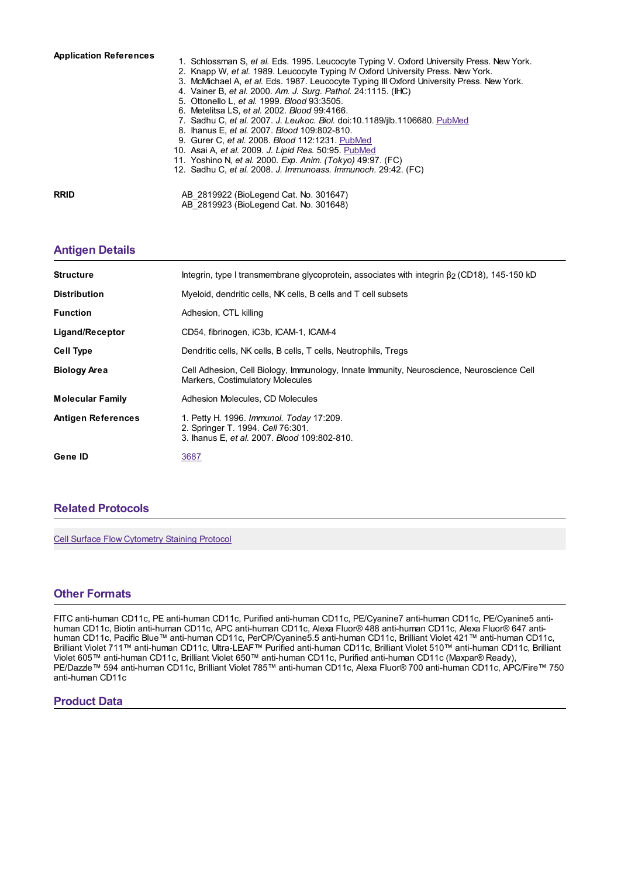**Application References**

1. Schlossman S, *et al.* Eds. 1995. Leucocyte Typing V. Oxford University Press. New York.
2. Knapp W, *et al.* 1989. Leucocyte Typing IV Oxford University Press. New York.
3. McMichael A, *et al.* Eds. 1987. Leucocyte Typing III Oxford University Press. New York.
4. Vainer B, *et al.* 2000. *Am. J. Surg. Pathol.* 24:1115. (IHC)
5. Ottonello L, *et al.* 1999. *Blood* 93:3505.
6. Metelitsa LS, *et al.* 2002. *Blood* 99:4166.
7. Sadhu C, *et al.* 2007. *J. Leukoc. Biol.* doi:10.1189/jlb.1106680. PubMed
8. Ihanus E, *et al.* 2007. *Blood* 109:802-810.
9. Gurer C, *et al.* 2008. *Blood* 112:1231. PubMed
10. Asai A, *et al.* 2009. *J. Lipid Res.* 50:95. PubMed
11. Yoshino N, *et al.* 2000. *Exp. Anim. (Tokyo)* 49:97. (FC)
12. Sadhu C, *et al.* 2008. *J. Immunoass. Immunoch.* 29:42. (FC)

**RRID**

AB_2819922 (BioLegend Cat. No. 301647)
AB_2819923 (BioLegend Cat. No. 301648)

## Antigen Details

**Structure**
Integrin, type I transmembrane glycoprotein, associates with integrin $\beta_2$ (CD18), 145-150 kD

**Distribution**
Myeloid, dendritic cells, NK cells, B cells and T cell subsets

**Function**
Adhesion, CTL killing

**Ligand/Receptor**
CD54, fibrinogen, iC3b, ICAM-1, ICAM-4

**Cell Type**
Dendritic cells, NK cells, B cells, T cells, Neutrophils, Tregs

**Biology Area**
Cell Adhesion, Cell Biology, Immunology, Innate Immunity, Neuroscience, Neuroscience Cell Markers, Costimulatory Molecules

**Molecular Family**
Adhesion Molecules, CD Molecules

**Antigen References**
1. Petty H. 1996. *Immunol. Today* 17:209.
2. Springer T. 1994. *Cell* 76:301.
3. Ihanus E, *et al.* 2007. *Blood* 109:802-810.

**Gene ID**
3687

## Related Protocols

Cell Surface Flow Cytometry Staining Protocol

## Other Formats

FITC anti-human CD11c, PE anti-human CD11c, Purified anti-human CD11c, PE/Cyanine7 anti-human CD11c, PE/Cyanine5 anti-human CD11c, Biotin anti-human CD11c, APC anti-human CD11c, Alexa Fluor® 488 anti-human CD11c, Alexa Fluor® 647 anti-human CD11c, Pacific Blue™ anti-human CD11c, PerCP/Cyanine5.5 anti-human CD11c, Brilliant Violet 421™ anti-human CD11c, Brilliant Violet 711™ anti-human CD11c, Ultra-LEAF™ Purified anti-human CD11c, Brilliant Violet 510™ anti-human CD11c, Brilliant Violet 605™ anti-human CD11c, Brilliant Violet 650™ anti-human CD11c, Purified anti-human CD11c (Maxpar® Ready), PE/Dazzle™ 594 anti-human CD11c, Brilliant Violet 785™ anti-human CD11c, Alexa Fluor® 700 anti-human CD11c, APC/Fire™ 750 anti-human CD11c

## Product Data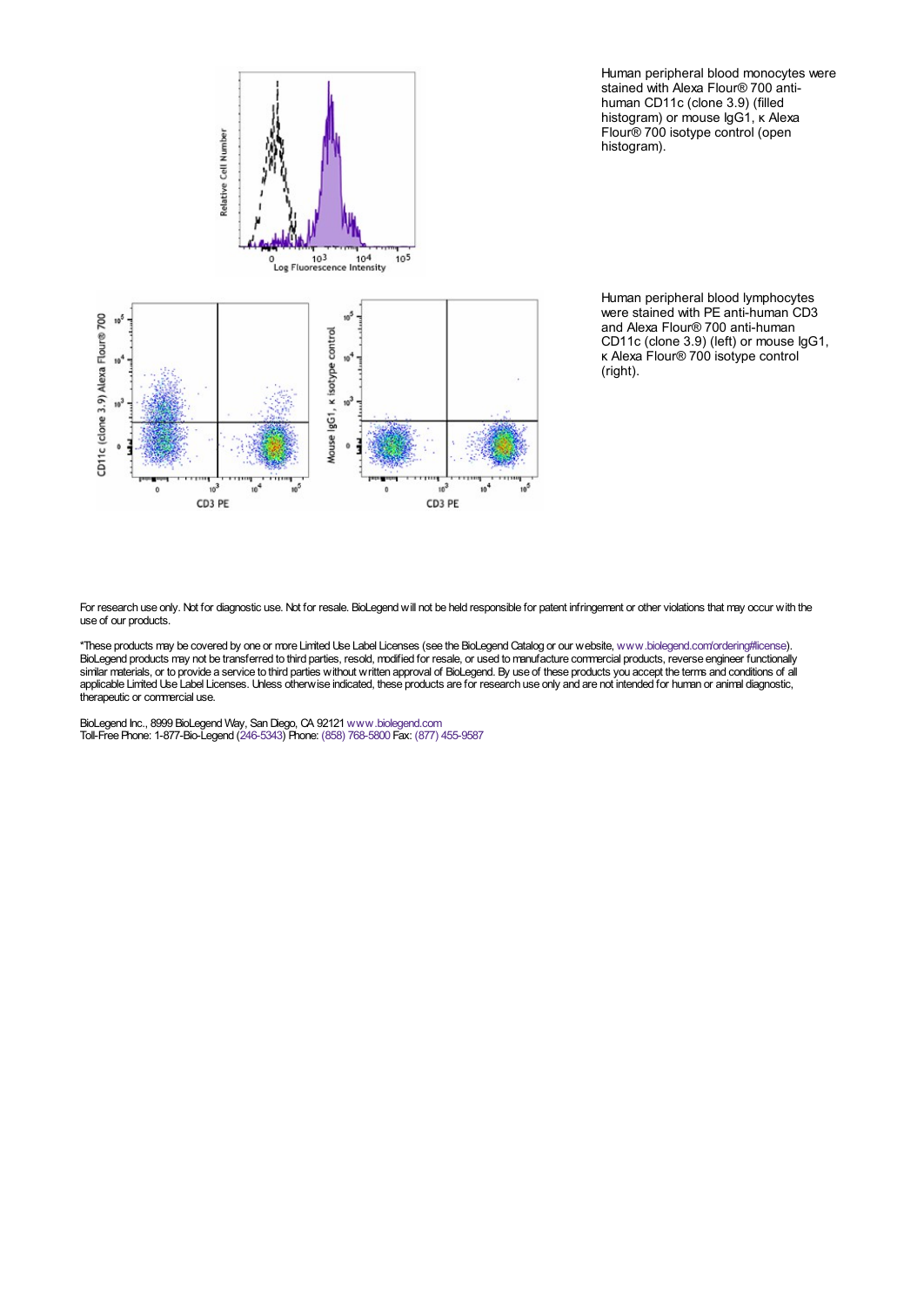Relative Cell Number

0 10^3 10^4 10^5
Log Fluorescence Intensity

Human peripheral blood monocytes were stained with Alexa Flour® 700 anti-human CD11c (clone 3.9) (filled histogram) or mouse IgG1, κ Alexa Flour® 700 isotype control (open histogram).

CD11c (clone 3.9) Alexa Flour® 700

Mouse IgG1, κ isotype control

CD3 PE

CD3 PE

Human peripheral blood lymphocytes were stained with PE anti-human CD3 and Alexa Flour® 700 anti-human CD11c (clone 3.9) (left) or mouse IgG1, κ Alexa Flour® 700 isotype control (right).

For research use only. Not for diagnostic use. Not for resale. BioLegend will not be held responsible for patent infringement or other violations that may occur with the use of our products.

*These products may be covered by one or more Limited Use Label Licenses (see the BioLegend Catalog or our website, www.biolegend.com/ordering#license). BioLegend products may not be transferred to third parties, resold, modified for resale, or used to manufacture commercial products, reverse engineer functionally similar materials, or to provide a service to third parties without written approval of BioLegend. By use of these products you accept the terms and conditions of all applicable Limited Use Label Licenses. Unless otherwise indicated, these products are for research use only and are not intended for human or animal diagnostic, therapeutic or commercial use.

BioLegend Inc., 8999 BioLegend Way, San Diego, CA 92121 www.biolegend.com
Toll-Free Phone: 1-877-Bio-Legend (246-5343) Phone: (858) 768-5800 Fax: (877) 455-9587